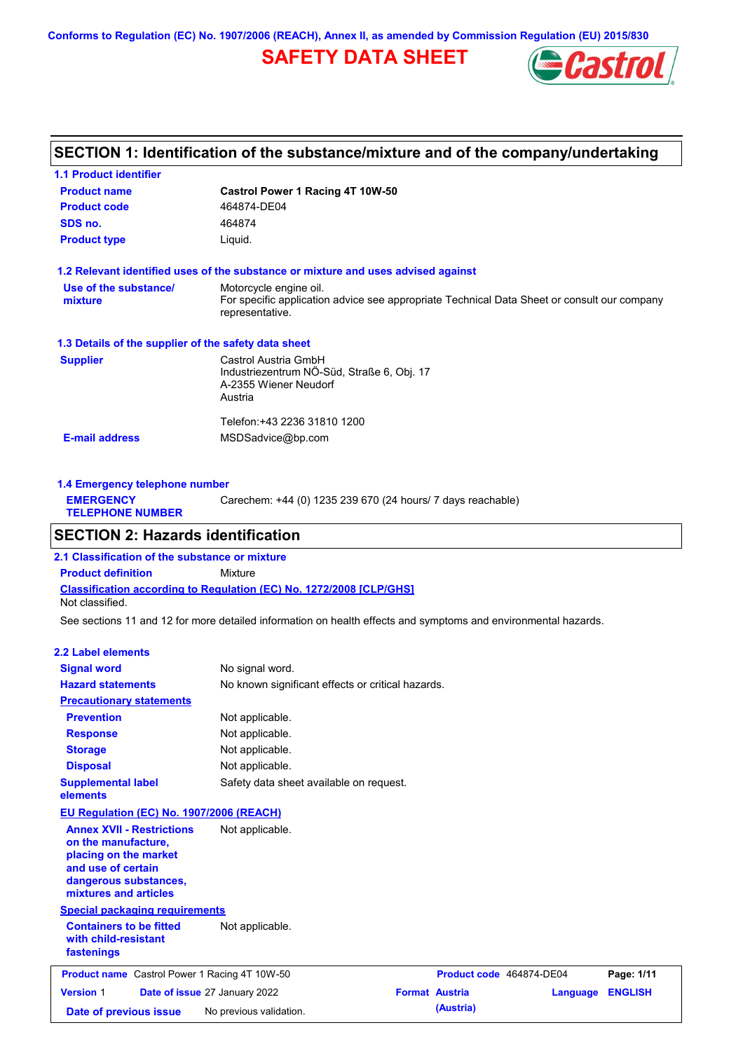Conforms to Regulation (EC) No. 1907/2006 (REACH), Annex II, as amended by Commission Regulation (EU) 2015/830

# SAFETY DATA SHEET

## SECTION 1: Identification of the substance/mixture and of the company/undertaking

### 1.1 Product identifier

| | |
|---|---|
| **Product name** | **Castrol Power 1 Racing 4T 10W-50** |
| **Product code** | 464874-DE04 |
| **SDS no.** | 464874 |
| **Product type** | Liquid. |

### 1.2 Relevant identified uses of the substance or mixture and uses advised against

**Use of the substance/ mixture**: Motorcycle engine oil.
For specific application advice see appropriate Technical Data Sheet or consult our company representative.

### 1.3 Details of the supplier of the safety data sheet

**Supplier**: Castrol Austria GmbH
Industriezentrum NÖ-Süd, Straße 6, Obj. 17
A-2355 Wiener Neudorf
Austria

Telefon:+43 2236 31810 1200

**E-mail address**: MSDSadvice@bp.com

### 1.4 Emergency telephone number

**EMERGENCY TELEPHONE NUMBER**: Carechem: +44 (0) 1235 239 670 (24 hours/ 7 days reachable)

## SECTION 2: Hazards identification

### 2.1 Classification of the substance or mixture

**Product definition**: Mixture

**Classification according to Regulation (EC) No. 1272/2008 [CLP/GHS]**
Not classified.

See sections 11 and 12 for more detailed information on health effects and symptoms and environmental hazards.

### 2.2 Label elements

| | |
|---|---|
| **Signal word** | No signal word. |
| **Hazard statements** | No known significant effects or critical hazards. |

**Precautionary statements**

| | |
|---|---|
| **Prevention** | Not applicable. |
| **Response** | Not applicable. |
| **Storage** | Not applicable. |
| **Disposal** | Not applicable. |
| **Supplemental label elements** | Safety data sheet available on request. |

**EU Regulation (EC) No. 1907/2006 (REACH)**

**Annex XVII - Restrictions on the manufacture, placing on the market and use of certain dangerous substances, mixtures and articles**: Not applicable.

**Special packaging requirements**

**Containers to be fitted with child-resistant fastenings**: Not applicable.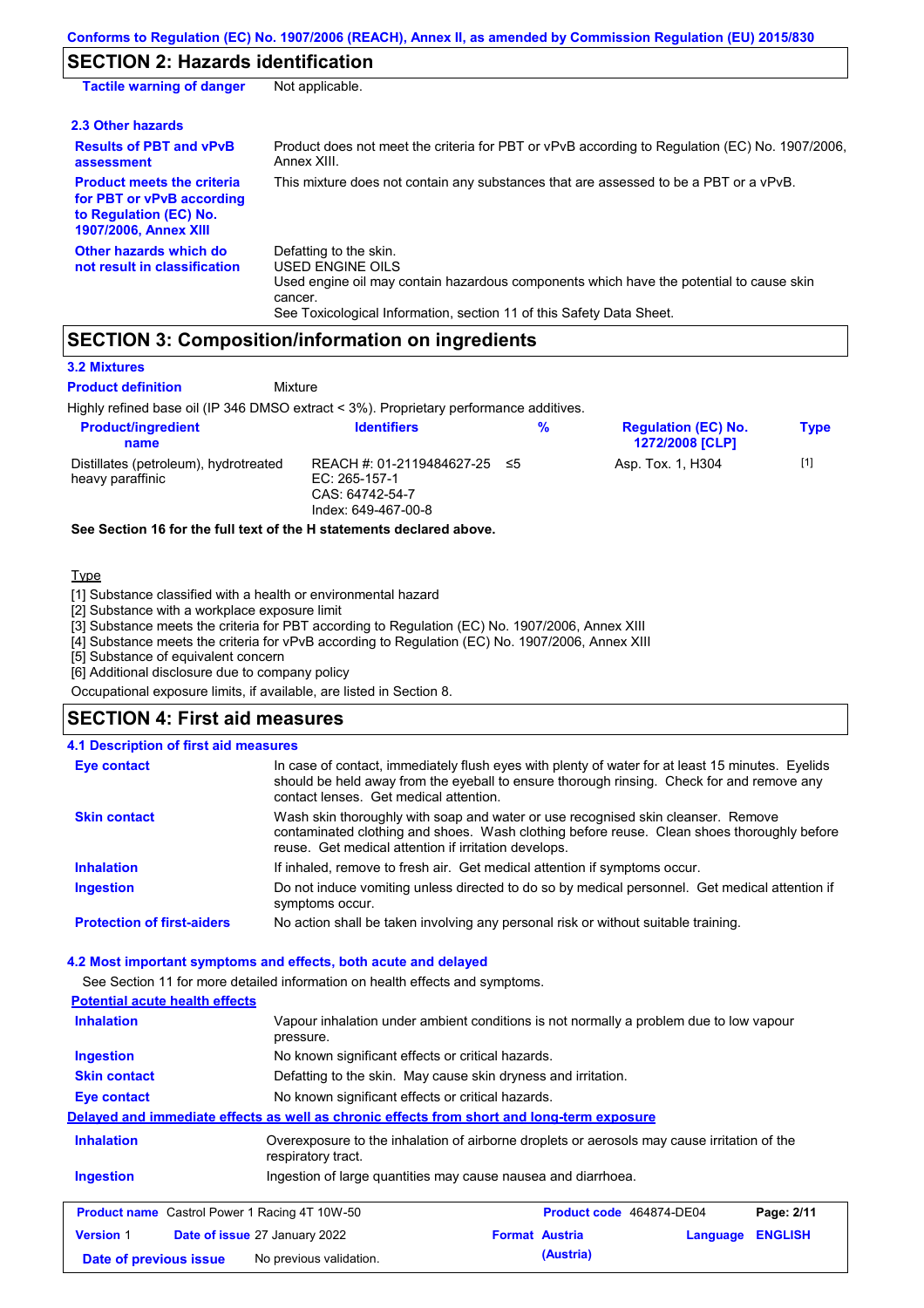## SECTION 2: Hazards identification

| | |
|---|---|
| **Tactile warning of danger** | Not applicable. |

### 2.3 Other hazards

| | |
|---|---|
| **Results of PBT and vPvB assessment** | Product does not meet the criteria for PBT or vPvB according to Regulation (EC) No. 1907/2006, Annex XIII. |
| **Product meets the criteria for PBT or vPvB according to Regulation (EC) No. 1907/2006, Annex XIII** | This mixture does not contain any substances that are assessed to be a PBT or a vPvB. |
| **Other hazards which do not result in classification** | Defatting to the skin.<br>USED ENGINE OILS<br>Used engine oil may contain hazardous components which have the potential to cause skin cancer.<br>See Toxicological Information, section 11 of this Safety Data Sheet. |

## SECTION 3: Composition/information on ingredients

### 3.2 Mixtures

**Product definition** Mixture

Highly refined base oil (IP 346 DMSO extract < 3%). Proprietary performance additives.

| Product/ingredient name | Identifiers | % | Regulation (EC) No. 1272/2008 [CLP] | Type |
|---|---|---|---|---|
| Distillates (petroleum), hydrotreated heavy paraffinic | REACH #: 01-2119484627-25<br>EC: 265-157-1<br>CAS: 64742-54-7<br>Index: 649-467-00-8 | ≤5 | Asp. Tox. 1, H304 | [1] |

**See Section 16 for the full text of the H statements declared above.**

Type

[1] Substance classified with a health or environmental hazard
[2] Substance with a workplace exposure limit
[3] Substance meets the criteria for PBT according to Regulation (EC) No. 1907/2006, Annex XIII
[4] Substance meets the criteria for vPvB according to Regulation (EC) No. 1907/2006, Annex XIII
[5] Substance of equivalent concern
[6] Additional disclosure due to company policy

Occupational exposure limits, if available, are listed in Section 8.

## SECTION 4: First aid measures

### 4.1 Description of first aid measures

| | |
|---|---|
| **Eye contact** | In case of contact, immediately flush eyes with plenty of water for at least 15 minutes. Eyelids should be held away from the eyeball to ensure thorough rinsing. Check for and remove any contact lenses. Get medical attention. |
| **Skin contact** | Wash skin thoroughly with soap and water or use recognised skin cleanser. Remove contaminated clothing and shoes. Wash clothing before reuse. Clean shoes thoroughly before reuse. Get medical attention if irritation develops. |
| **Inhalation** | If inhaled, remove to fresh air. Get medical attention if symptoms occur. |
| **Ingestion** | Do not induce vomiting unless directed to do so by medical personnel. Get medical attention if symptoms occur. |
| **Protection of first-aiders** | No action shall be taken involving any personal risk or without suitable training. |

### 4.2 Most important symptoms and effects, both acute and delayed

See Section 11 for more detailed information on health effects and symptoms.

**Potential acute health effects**

| | |
|---|---|
| **Inhalation** | Vapour inhalation under ambient conditions is not normally a problem due to low vapour pressure. |
| **Ingestion** | No known significant effects or critical hazards. |
| **Skin contact** | Defatting to the skin. May cause skin dryness and irritation. |
| **Eye contact** | No known significant effects or critical hazards. |

**Delayed and immediate effects as well as chronic effects from short and long-term exposure**

| | |
|---|---|
| **Inhalation** | Overexposure to the inhalation of airborne droplets or aerosols may cause irritation of the respiratory tract. |
| **Ingestion** | Ingestion of large quantities may cause nausea and diarrhoea. |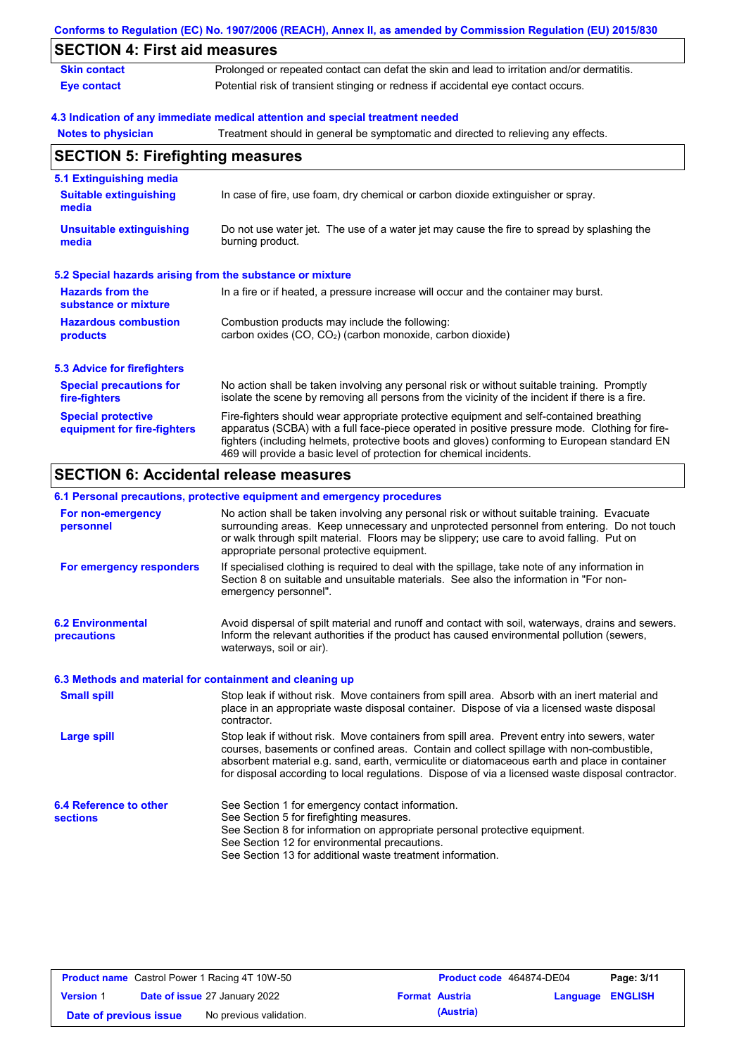## SECTION 4: First aid measures

| | |
|---|---|
| **Skin contact** | Prolonged or repeated contact can defat the skin and lead to irritation and/or dermatitis. |
| **Eye contact** | Potential risk of transient stinging or redness if accidental eye contact occurs. |

### 4.3 Indication of any immediate medical attention and special treatment needed

| | |
|---|---|
| **Notes to physician** | Treatment should in general be symptomatic and directed to relieving any effects. |

## SECTION 5: Firefighting measures

### 5.1 Extinguishing media

| | |
|---|---|
| **Suitable extinguishing media** | In case of fire, use foam, dry chemical or carbon dioxide extinguisher or spray. |
| **Unsuitable extinguishing media** | Do not use water jet. The use of a water jet may cause the fire to spread by splashing the burning product. |

### 5.2 Special hazards arising from the substance or mixture

| | |
|---|---|
| **Hazards from the substance or mixture** | In a fire or if heated, a pressure increase will occur and the container may burst. |
| **Hazardous combustion products** | Combustion products may include the following: carbon oxides (CO, $CO_2$) (carbon monoxide, carbon dioxide) |

### 5.3 Advice for firefighters

| | |
|---|---|
| **Special precautions for fire-fighters** | No action shall be taken involving any personal risk or without suitable training. Promptly isolate the scene by removing all persons from the vicinity of the incident if there is a fire. |
| **Special protective equipment for fire-fighters** | Fire-fighters should wear appropriate protective equipment and self-contained breathing apparatus (SCBA) with a full face-piece operated in positive pressure mode. Clothing for fire-fighters (including helmets, protective boots and gloves) conforming to European standard EN 469 will provide a basic level of protection for chemical incidents. |

## SECTION 6: Accidental release measures

### 6.1 Personal precautions, protective equipment and emergency procedures

| | |
|---|---|
| **For non-emergency personnel** | No action shall be taken involving any personal risk or without suitable training. Evacuate surrounding areas. Keep unnecessary and unprotected personnel from entering. Do not touch or walk through spilt material. Floors may be slippery; use care to avoid falling. Put on appropriate personal protective equipment. |
| **For emergency responders** | If specialised clothing is required to deal with the spillage, take note of any information in Section 8 on suitable and unsuitable materials. See also the information in "For non-emergency personnel". |

| | |
|---|---|
| **6.2 Environmental precautions** | Avoid dispersal of spilt material and runoff and contact with soil, waterways, drains and sewers. Inform the relevant authorities if the product has caused environmental pollution (sewers, waterways, soil or air). |

### 6.3 Methods and material for containment and cleaning up

| | |
|---|---|
| **Small spill** | Stop leak if without risk. Move containers from spill area. Absorb with an inert material and place in an appropriate waste disposal container. Dispose of via a licensed waste disposal contractor. |
| **Large spill** | Stop leak if without risk. Move containers from spill area. Prevent entry into sewers, water courses, basements or confined areas. Contain and collect spillage with non-combustible, absorbent material e.g. sand, earth, vermiculite or diatomaceous earth and place in container for disposal according to local regulations. Dispose of via a licensed waste disposal contractor. |

| | |
|---|---|
| **6.4 Reference to other sections** | See Section 1 for emergency contact information.<br>See Section 5 for firefighting measures.<br>See Section 8 for information on appropriate personal protective equipment.<br>See Section 12 for environmental precautions.<br>See Section 13 for additional waste treatment information. |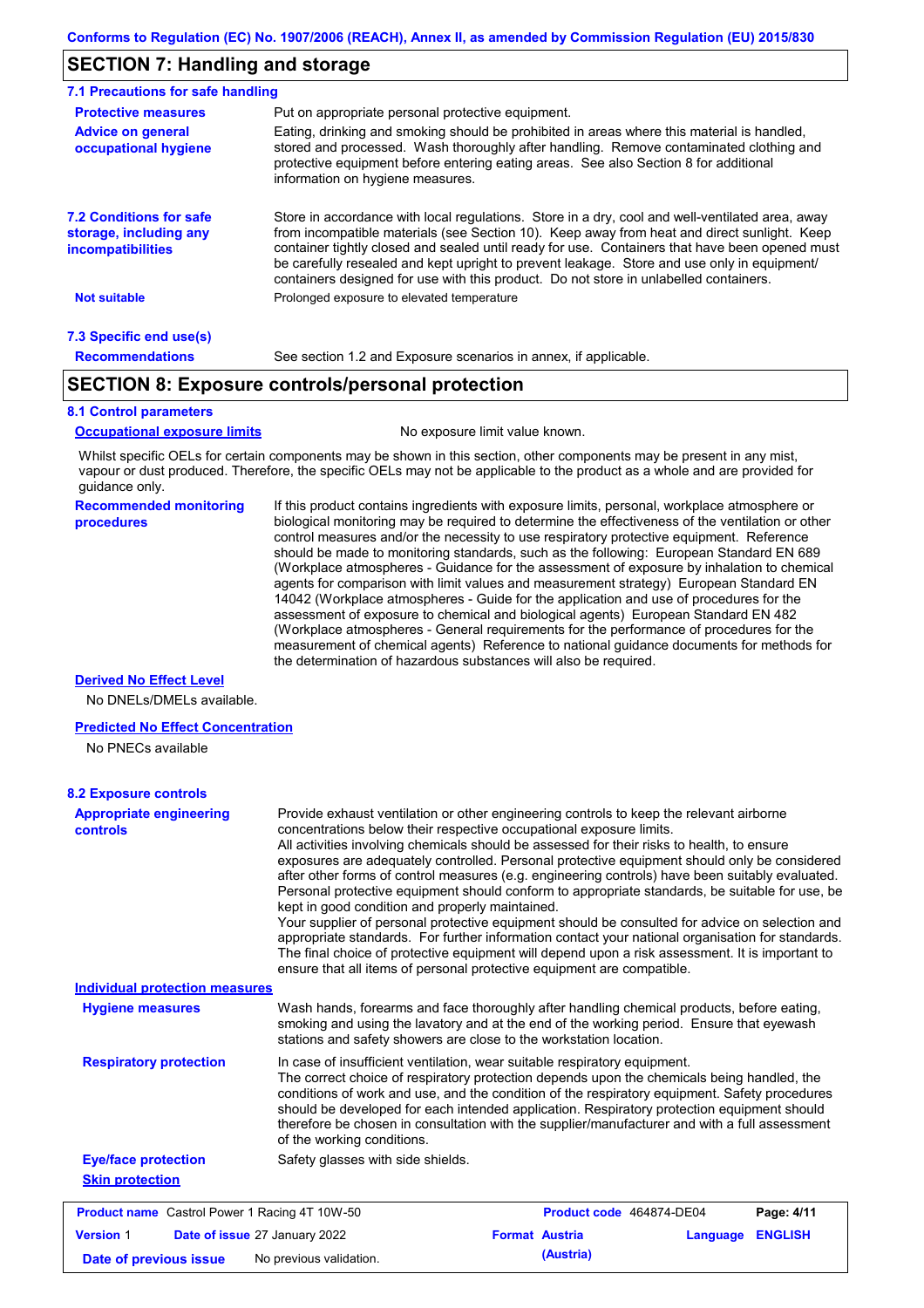## SECTION 7: Handling and storage

### 7.1 Precautions for safe handling

**Protective measures**
Put on appropriate personal protective equipment.

**Advice on general occupational hygiene**
Eating, drinking and smoking should be prohibited in areas where this material is handled, stored and processed. Wash thoroughly after handling. Remove contaminated clothing and protective equipment before entering eating areas. See also Section 8 for additional information on hygiene measures.

### 7.2 Conditions for safe storage, including any incompatibilities

Store in accordance with local regulations. Store in a dry, cool and well-ventilated area, away from incompatible materials (see Section 10). Keep away from heat and direct sunlight. Keep container tightly closed and sealed until ready for use. Containers that have been opened must be carefully resealed and kept upright to prevent leakage. Store and use only in equipment/ containers designed for use with this product. Do not store in unlabelled containers.

**Not suitable**
Prolonged exposure to elevated temperature

### 7.3 Specific end use(s)

**Recommendations**
See section 1.2 and Exposure scenarios in annex, if applicable.

## SECTION 8: Exposure controls/personal protection

### 8.1 Control parameters

**Occupational exposure limits**
No exposure limit value known.

Whilst specific OELs for certain components may be shown in this section, other components may be present in any mist, vapour or dust produced. Therefore, the specific OELs may not be applicable to the product as a whole and are provided for guidance only.

**Recommended monitoring procedures**
If this product contains ingredients with exposure limits, personal, workplace atmosphere or biological monitoring may be required to determine the effectiveness of the ventilation or other control measures and/or the necessity to use respiratory protective equipment. Reference should be made to monitoring standards, such as the following: European Standard EN 689 (Workplace atmospheres - Guidance for the assessment of exposure by inhalation to chemical agents for comparison with limit values and measurement strategy) European Standard EN 14042 (Workplace atmospheres - Guide for the application and use of procedures for the assessment of exposure to chemical and biological agents) European Standard EN 482 (Workplace atmospheres - General requirements for the performance of procedures for the measurement of chemical agents) Reference to national guidance documents for methods for the determination of hazardous substances will also be required.

**Derived No Effect Level**
No DNELs/DMELs available.

**Predicted No Effect Concentration**
No PNECs available

### 8.2 Exposure controls

**Appropriate engineering controls**
Provide exhaust ventilation or other engineering controls to keep the relevant airborne concentrations below their respective occupational exposure limits.
All activities involving chemicals should be assessed for their risks to health, to ensure exposures are adequately controlled. Personal protective equipment should only be considered after other forms of control measures (e.g. engineering controls) have been suitably evaluated. Personal protective equipment should conform to appropriate standards, be suitable for use, be kept in good condition and properly maintained.
Your supplier of personal protective equipment should be consulted for advice on selection and appropriate standards. For further information contact your national organisation for standards. The final choice of protective equipment will depend upon a risk assessment. It is important to ensure that all items of personal protective equipment are compatible.

**Individual protection measures**

**Hygiene measures**
Wash hands, forearms and face thoroughly after handling chemical products, before eating, smoking and using the lavatory and at the end of the working period. Ensure that eyewash stations and safety showers are close to the workstation location.

**Respiratory protection**
In case of insufficient ventilation, wear suitable respiratory equipment.
The correct choice of respiratory protection depends upon the chemicals being handled, the conditions of work and use, and the condition of the respiratory equipment. Safety procedures should be developed for each intended application. Respiratory protection equipment should therefore be chosen in consultation with the supplier/manufacturer and with a full assessment of the working conditions.

**Eye/face protection**
Safety glasses with side shields.

**Skin protection**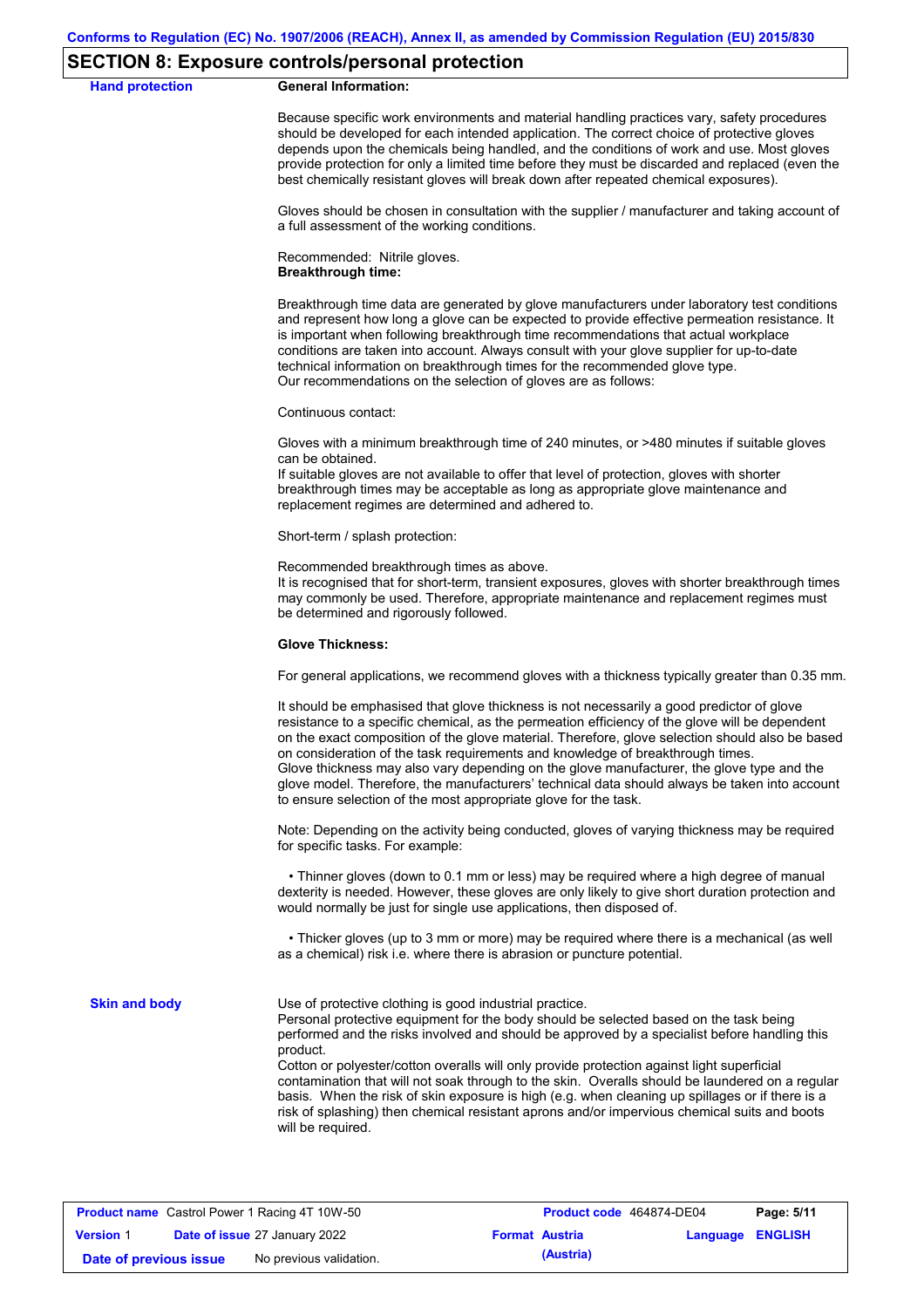## SECTION 8: Exposure controls/personal protection

**Hand protection**

**General Information:**

Because specific work environments and material handling practices vary, safety procedures should be developed for each intended application. The correct choice of protective gloves depends upon the chemicals being handled, and the conditions of work and use. Most gloves provide protection for only a limited time before they must be discarded and replaced (even the best chemically resistant gloves will break down after repeated chemical exposures).

Gloves should be chosen in consultation with the supplier / manufacturer and taking account of a full assessment of the working conditions.

Recommended: Nitrile gloves.
**Breakthrough time:**

Breakthrough time data are generated by glove manufacturers under laboratory test conditions and represent how long a glove can be expected to provide effective permeation resistance. It is important when following breakthrough time recommendations that actual workplace conditions are taken into account. Always consult with your glove supplier for up-to-date technical information on breakthrough times for the recommended glove type.
Our recommendations on the selection of gloves are as follows:

Continuous contact:

Gloves with a minimum breakthrough time of 240 minutes, or >480 minutes if suitable gloves can be obtained.
If suitable gloves are not available to offer that level of protection, gloves with shorter breakthrough times may be acceptable as long as appropriate glove maintenance and replacement regimes are determined and adhered to.

Short-term / splash protection:

Recommended breakthrough times as above.
It is recognised that for short-term, transient exposures, gloves with shorter breakthrough times may commonly be used. Therefore, appropriate maintenance and replacement regimes must be determined and rigorously followed.

**Glove Thickness:**

For general applications, we recommend gloves with a thickness typically greater than 0.35 mm.

It should be emphasised that glove thickness is not necessarily a good predictor of glove resistance to a specific chemical, as the permeation efficiency of the glove will be dependent on the exact composition of the glove material. Therefore, glove selection should also be based on consideration of the task requirements and knowledge of breakthrough times.
Glove thickness may also vary depending on the glove manufacturer, the glove type and the glove model. Therefore, the manufacturers' technical data should always be taken into account to ensure selection of the most appropriate glove for the task.

Note: Depending on the activity being conducted, gloves of varying thickness may be required for specific tasks. For example:

- Thinner gloves (down to 0.1 mm or less) may be required where a high degree of manual dexterity is needed. However, these gloves are only likely to give short duration protection and would normally be just for single use applications, then disposed of.

- Thicker gloves (up to 3 mm or more) may be required where there is a mechanical (as well as a chemical) risk i.e. where there is abrasion or puncture potential.

**Skin and body**

Use of protective clothing is good industrial practice.
Personal protective equipment for the body should be selected based on the task being performed and the risks involved and should be approved by a specialist before handling this product.
Cotton or polyester/cotton overalls will only provide protection against light superficial contamination that will not soak through to the skin. Overalls should be laundered on a regular basis. When the risk of skin exposure is high (e.g. when cleaning up spillages or if there is a risk of splashing) then chemical resistant aprons and/or impervious chemical suits and boots will be required.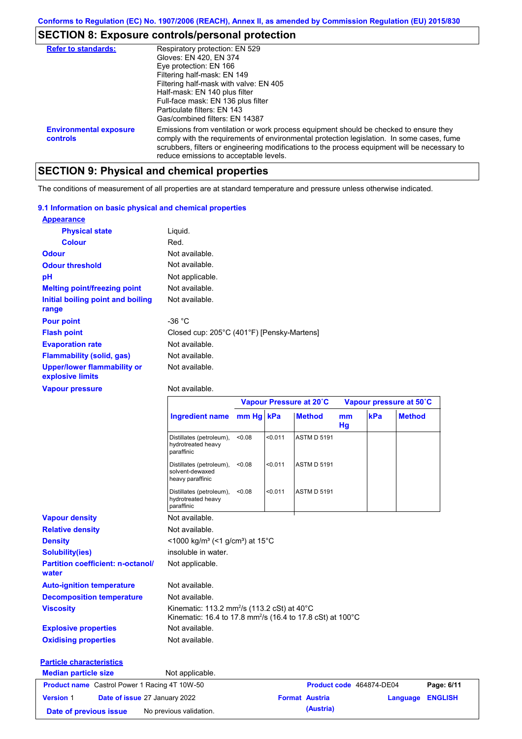Conforms to Regulation (EC) No. 1907/2006 (REACH), Annex II, as amended by Commission Regulation (EU) 2015/830

## SECTION 8: Exposure controls/personal protection

**Refer to standards:**
Respiratory protection: EN 529
Gloves: EN 420, EN 374
Eye protection: EN 166
Filtering half-mask: EN 149
Filtering half-mask with valve: EN 405
Half-mask: EN 140 plus filter
Full-face mask: EN 136 plus filter
Particulate filters: EN 143
Gas/combined filters: EN 14387

**Environmental exposure controls:** Emissions from ventilation or work process equipment should be checked to ensure they comply with the requirements of environmental protection legislation. In some cases, fume scrubbers, filters or engineering modifications to the process equipment will be necessary to reduce emissions to acceptable levels.

## SECTION 9: Physical and chemical properties

The conditions of measurement of all properties are at standard temperature and pressure unless otherwise indicated.

### 9.1 Information on basic physical and chemical properties

**Appearance**

**Physical state**: Liquid.

**Colour**: Red.

**Odour**: Not available.

**Odour threshold**: Not available.

**pH**: Not applicable.

**Melting point/freezing point**: Not available.

**Initial boiling point and boiling range**: Not available.

**Pour point**: -36 °C

**Flash point**: Closed cup: 205°C (401°F) [Pensky-Martens]

**Evaporation rate**: Not available.

**Flammability (solid, gas)**: Not available.

**Upper/lower flammability or explosive limits**: Not available.

**Vapour pressure**: Not available.

| | Vapour Pressure at 20˚C | | | Vapour pressure at 50˚C | | |
|---|---|---|---|---|---|---|
| Ingredient name | mm Hg | kPa | Method | mm Hg | kPa | Method |
| Distillates (petroleum), hydrotreated heavy paraffinic | <0.08 | <0.011 | ASTM D 5191 | | | |
| Distillates (petroleum), solvent-dewaxed heavy paraffinic | <0.08 | <0.011 | ASTM D 5191 | | | |
| Distillates (petroleum), hydrotreated heavy paraffinic | <0.08 | <0.011 | ASTM D 5191 | | | |

**Vapour density**: Not available.

**Relative density**: Not available.

**Density**: <1000 kg/m³ (<1 g/cm³) at 15°C

**Solubility(ies)**: insoluble in water.

**Partition coefficient: n-octanol/water**: Not applicable.

**Auto-ignition temperature**: Not available.

**Decomposition temperature**: Not available.

**Viscosity**: Kinematic: 113.2 mm²/s (113.2 cSt) at 40°C
Kinematic: 16.4 to 17.8 mm²/s (16.4 to 17.8 cSt) at 100°C

**Explosive properties**: Not available.

**Oxidising properties**: Not available.

**Particle characteristics**

**Median particle size**: Not applicable.

| Product name | Castrol Power 1 Racing 4T 10W-50 | Product code | 464874-DE04 |
|---|---|---|---|
| Version | 1 | Date of issue | 27 January 2022 |
| Format | Austria (Austria) | Language | ENGLISH |
| Date of previous issue | No previous validation. | | |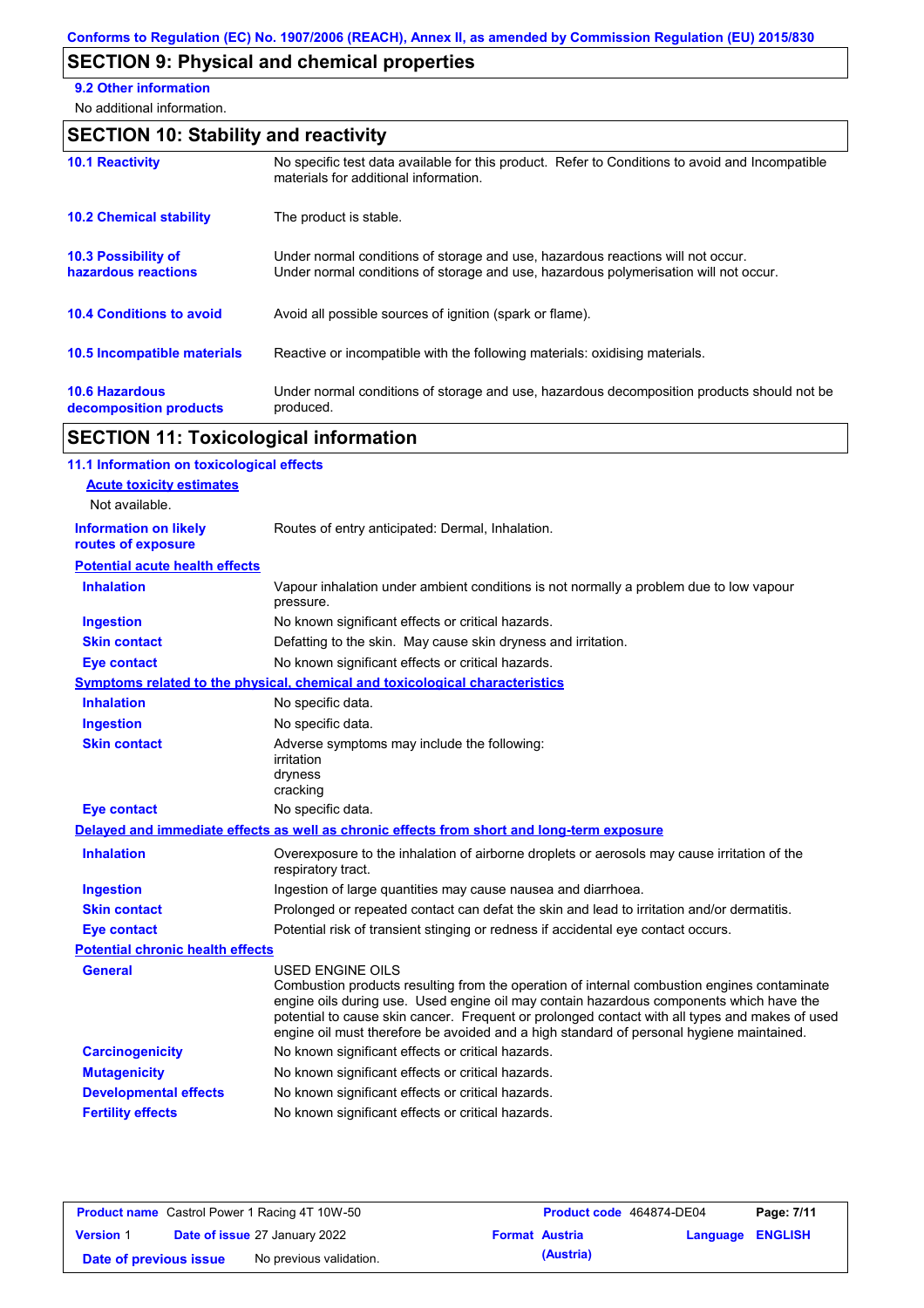Conforms to Regulation (EC) No. 1907/2006 (REACH), Annex II, as amended by Commission Regulation (EU) 2015/830

## SECTION 9: Physical and chemical properties

**9.2 Other information**

No additional information.

## SECTION 10: Stability and reactivity

**10.1 Reactivity**
No specific test data available for this product. Refer to Conditions to avoid and Incompatible materials for additional information.

**10.2 Chemical stability**
The product is stable.

**10.3 Possibility of hazardous reactions**
Under normal conditions of storage and use, hazardous reactions will not occur.
Under normal conditions of storage and use, hazardous polymerisation will not occur.

**10.4 Conditions to avoid**
Avoid all possible sources of ignition (spark or flame).

**10.5 Incompatible materials**
Reactive or incompatible with the following materials: oxidising materials.

**10.6 Hazardous decomposition products**
Under normal conditions of storage and use, hazardous decomposition products should not be produced.

## SECTION 11: Toxicological information

**11.1 Information on toxicological effects**

**Acute toxicity estimates**

Not available.

**Information on likely routes of exposure**: Routes of entry anticipated: Dermal, Inhalation.

**Potential acute health effects**

- **Inhalation**: Vapour inhalation under ambient conditions is not normally a problem due to low vapour pressure.
- **Ingestion**: No known significant effects or critical hazards.
- **Skin contact**: Defatting to the skin. May cause skin dryness and irritation.
- **Eye contact**: No known significant effects or critical hazards.

**Symptoms related to the physical, chemical and toxicological characteristics**

- **Inhalation**: No specific data.
- **Ingestion**: No specific data.
- **Skin contact**: Adverse symptoms may include the following:
  irritation
  dryness
  cracking
- **Eye contact**: No specific data.

**Delayed and immediate effects as well as chronic effects from short and long-term exposure**

- **Inhalation**: Overexposure to the inhalation of airborne droplets or aerosols may cause irritation of the respiratory tract.
- **Ingestion**: Ingestion of large quantities may cause nausea and diarrhoea.
- **Skin contact**: Prolonged or repeated contact can defat the skin and lead to irritation and/or dermatitis.
- **Eye contact**: Potential risk of transient stinging or redness if accidental eye contact occurs.

**Potential chronic health effects**

- **General**: USED ENGINE OILS
  Combustion products resulting from the operation of internal combustion engines contaminate engine oils during use. Used engine oil may contain hazardous components which have the potential to cause skin cancer. Frequent or prolonged contact with all types and makes of used engine oil must therefore be avoided and a high standard of personal hygiene maintained.
- **Carcinogenicity**: No known significant effects or critical hazards.
- **Mutagenicity**: No known significant effects or critical hazards.
- **Developmental effects**: No known significant effects or critical hazards.
- **Fertility effects**: No known significant effects or critical hazards.

| Product name | Castrol Power 1 Racing 4T 10W-50 | Product code | 464874-DE04 | Page: 7/11 |
|---|---|---|---|---|
| Version 1 | Date of issue 27 January 2022 | Format Austria (Austria) | Language ENGLISH | |
| Date of previous issue | No previous validation. | | | |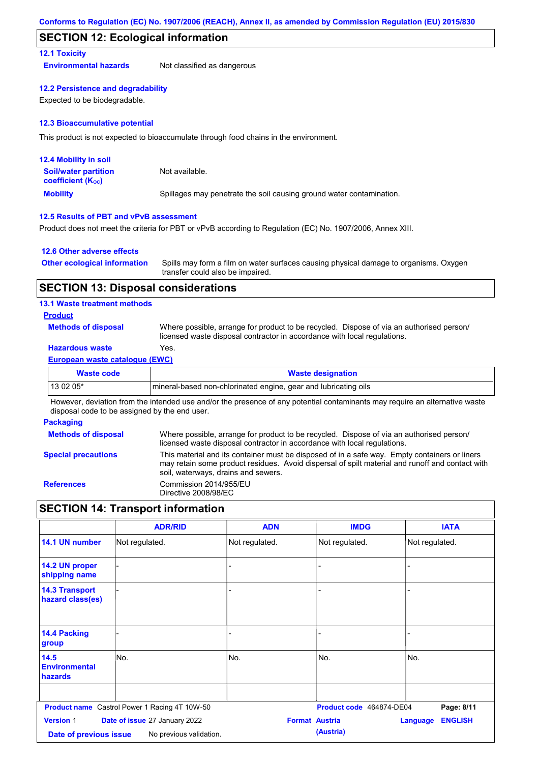## SECTION 12: Ecological information

### 12.1 Toxicity

**Environmental hazards**: Not classified as dangerous

### 12.2 Persistence and degradability

Expected to be biodegradable.

### 12.3 Bioaccumulative potential

This product is not expected to bioaccumulate through food chains in the environment.

### 12.4 Mobility in soil

**Soil/water partition coefficient ($K_{OC}$)**: Not available.

**Mobility**: Spillages may penetrate the soil causing ground water contamination.

### 12.5 Results of PBT and vPvB assessment

Product does not meet the criteria for PBT or vPvB according to Regulation (EC) No. 1907/2006, Annex XIII.

### 12.6 Other adverse effects

**Other ecological information**: Spills may form a film on water surfaces causing physical damage to organisms. Oxygen transfer could also be impaired.

## SECTION 13: Disposal considerations

### 13.1 Waste treatment methods

**Product**

**Methods of disposal**: Where possible, arrange for product to be recycled. Dispose of via an authorised person/ licensed waste disposal contractor in accordance with local regulations.

**Hazardous waste**: Yes.

**European waste catalogue (EWC)**

| Waste code | Waste designation |
|---|---|
| 13 02 05* | mineral-based non-chlorinated engine, gear and lubricating oils |

However, deviation from the intended use and/or the presence of any potential contaminants may require an alternative waste disposal code to be assigned by the end user.

**Packaging**

**Methods of disposal**: Where possible, arrange for product to be recycled. Dispose of via an authorised person/ licensed waste disposal contractor in accordance with local regulations.

**Special precautions**: This material and its container must be disposed of in a safe way. Empty containers or liners may retain some product residues. Avoid dispersal of spilt material and runoff and contact with soil, waterways, drains and sewers.

**References**: Commission 2014/955/EU
Directive 2008/98/EC

## SECTION 14: Transport information

| | ADR/RID | ADN | IMDG | IATA |
|---|---|---|---|---|
| 14.1 UN number | Not regulated. | Not regulated. | Not regulated. | Not regulated. |
| 14.2 UN proper shipping name | - | - | - | - |
| 14.3 Transport hazard class(es) | - | - | - | - |
| 14.4 Packing group | - | - | - | - |
| 14.5 Environmental hazards | No. | No. | No. | No. |
| | | | | |

**Product name** Castrol Power 1 Racing 4T 10W-50 | **Product code** 464874-DE04 | **Version** 1 | **Date of issue** 27 January 2022 | **Format** Austria (Austria) | **Language** ENGLISH | **Date of previous issue** No previous validation.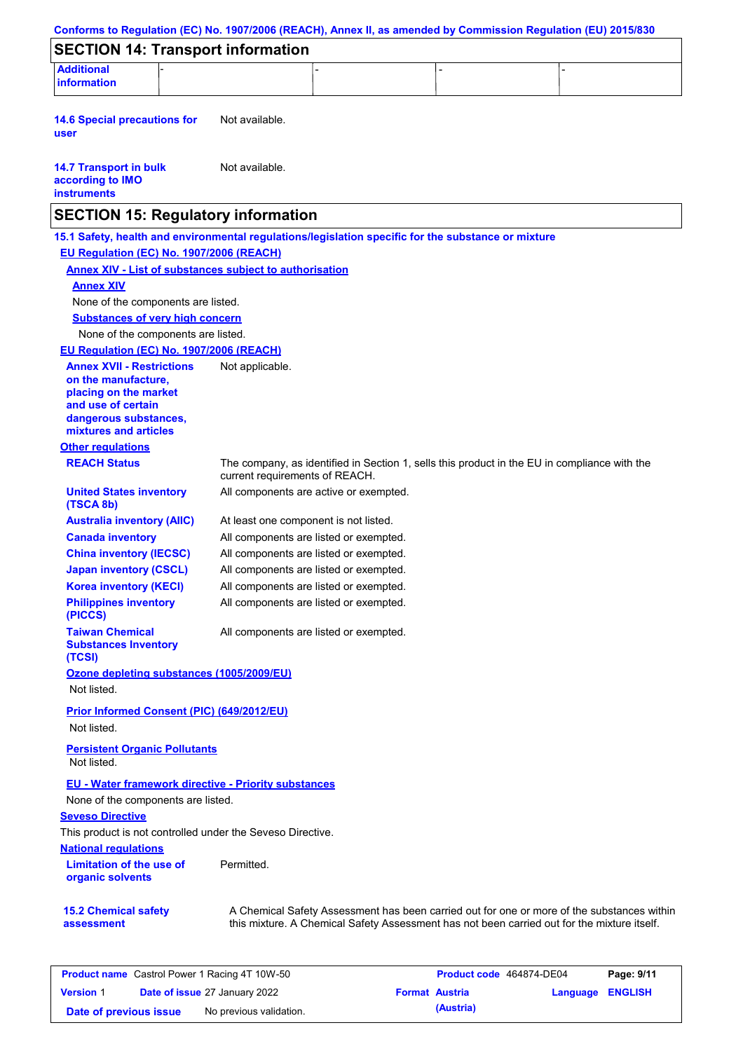## SECTION 14: Transport information

| Additional information | - | - | - | - |
|---|---|---|---|---|

**14.6 Special precautions for user** Not available.

**14.7 Transport in bulk according to IMO instruments** Not available.

## SECTION 15: Regulatory information

**15.1 Safety, health and environmental regulations/legislation specific for the substance or mixture**

**EU Regulation (EC) No. 1907/2006 (REACH)**

**Annex XIV - List of substances subject to authorisation**

**Annex XIV**

None of the components are listed.

**Substances of very high concern**

None of the components are listed.

**EU Regulation (EC) No. 1907/2006 (REACH)**

**Annex XVII - Restrictions on the manufacture, placing on the market and use of certain dangerous substances, mixtures and articles** Not applicable.

**Other regulations**

| | |
|---|---|
| **REACH Status** | The company, as identified in Section 1, sells this product in the EU in compliance with the current requirements of REACH. |
| **United States inventory (TSCA 8b)** | All components are active or exempted. |
| **Australia inventory (AIIC)** | At least one component is not listed. |
| **Canada inventory** | All components are listed or exempted. |
| **China inventory (IECSC)** | All components are listed or exempted. |
| **Japan inventory (CSCL)** | All components are listed or exempted. |
| **Korea inventory (KECI)** | All components are listed or exempted. |
| **Philippines inventory (PICCS)** | All components are listed or exempted. |
| **Taiwan Chemical Substances Inventory (TCSI)** | All components are listed or exempted. |

**Ozone depleting substances (1005/2009/EU)**

Not listed.

**Prior Informed Consent (PIC) (649/2012/EU)**

Not listed.

**Persistent Organic Pollutants**

Not listed.

**EU - Water framework directive - Priority substances**

None of the components are listed.

**Seveso Directive**

This product is not controlled under the Seveso Directive.

**National regulations**

**Limitation of the use of organic solvents** Permitted.

**15.2 Chemical safety assessment** A Chemical Safety Assessment has been carried out for one or more of the substances within this mixture. A Chemical Safety Assessment has not been carried out for the mixture itself.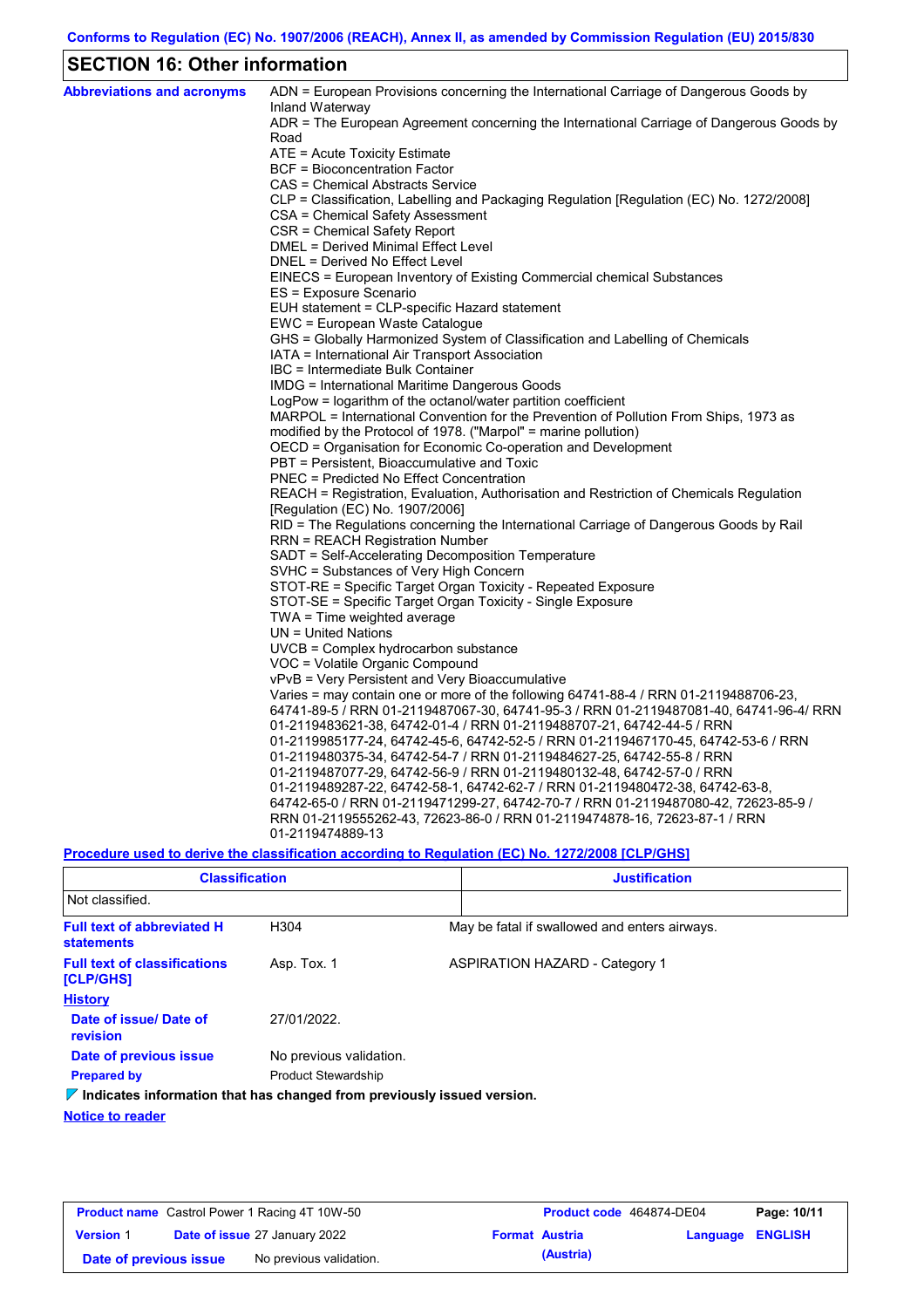# SECTION 16: Other information

**Abbreviations and acronyms**

ADN = European Provisions concerning the International Carriage of Dangerous Goods by Inland Waterway
ADR = The European Agreement concerning the International Carriage of Dangerous Goods by Road
ATE = Acute Toxicity Estimate
BCF = Bioconcentration Factor
CAS = Chemical Abstracts Service
CLP = Classification, Labelling and Packaging Regulation [Regulation (EC) No. 1272/2008]
CSA = Chemical Safety Assessment
CSR = Chemical Safety Report
DMEL = Derived Minimal Effect Level
DNEL = Derived No Effect Level
EINECS = European Inventory of Existing Commercial chemical Substances
ES = Exposure Scenario
EUH statement = CLP-specific Hazard statement
EWC = European Waste Catalogue
GHS = Globally Harmonized System of Classification and Labelling of Chemicals
IATA = International Air Transport Association
IBC = Intermediate Bulk Container
IMDG = International Maritime Dangerous Goods
LogPow = logarithm of the octanol/water partition coefficient
MARPOL = International Convention for the Prevention of Pollution From Ships, 1973 as modified by the Protocol of 1978. ("Marpol" = marine pollution)
OECD = Organisation for Economic Co-operation and Development
PBT = Persistent, Bioaccumulative and Toxic
PNEC = Predicted No Effect Concentration
REACH = Registration, Evaluation, Authorisation and Restriction of Chemicals Regulation [Regulation (EC) No. 1907/2006]
RID = The Regulations concerning the International Carriage of Dangerous Goods by Rail
RRN = REACH Registration Number
SADT = Self-Accelerating Decomposition Temperature
SVHC = Substances of Very High Concern
STOT-RE = Specific Target Organ Toxicity - Repeated Exposure
STOT-SE = Specific Target Organ Toxicity - Single Exposure
TWA = Time weighted average
UN = United Nations
UVCB = Complex hydrocarbon substance
VOC = Volatile Organic Compound
vPvB = Very Persistent and Very Bioaccumulative
Varies = may contain one or more of the following 64741-88-4 / RRN 01-2119488706-23, 64741-89-5 / RRN 01-2119487067-30, 64741-95-3 / RRN 01-2119487081-40, 64741-96-4/ RRN 01-2119483621-38, 64742-01-4 / RRN 01-2119488707-21, 64742-44-5 / RRN 01-2119985177-24, 64742-45-6, 64742-52-5 / RRN 01-2119467170-45, 64742-53-6 / RRN 01-2119480375-34, 64742-54-7 / RRN 01-2119484627-25, 64742-55-8 / RRN 01-2119487077-29, 64742-56-9 / RRN 01-2119480132-48, 64742-57-0 / RRN 01-2119489287-22, 64742-58-1, 64742-62-7 / RRN 01-2119480472-38, 64742-63-8, 64742-65-0 / RRN 01-2119471299-27, 64742-70-7 / RRN 01-2119487080-42, 72623-85-9 / RRN 01-2119555262-43, 72623-86-0 / RRN 01-2119474878-16, 72623-87-1 / RRN 01-2119474889-13

**Procedure used to derive the classification according to Regulation (EC) No. 1272/2008 [CLP/GHS]**

| Classification | Justification |
|---|---|
| Not classified. | |

**Full text of abbreviated H statements**: H304 — May be fatal if swallowed and enters airways.

**Full text of classifications [CLP/GHS]**: Asp. Tox. 1 — ASPIRATION HAZARD - Category 1

**History**

**Date of issue/ Date of revision**: 27/01/2022.

**Date of previous issue**: No previous validation.

**Prepared by**: Product Stewardship

**Indicates information that has changed from previously issued version.**

**Notice to reader**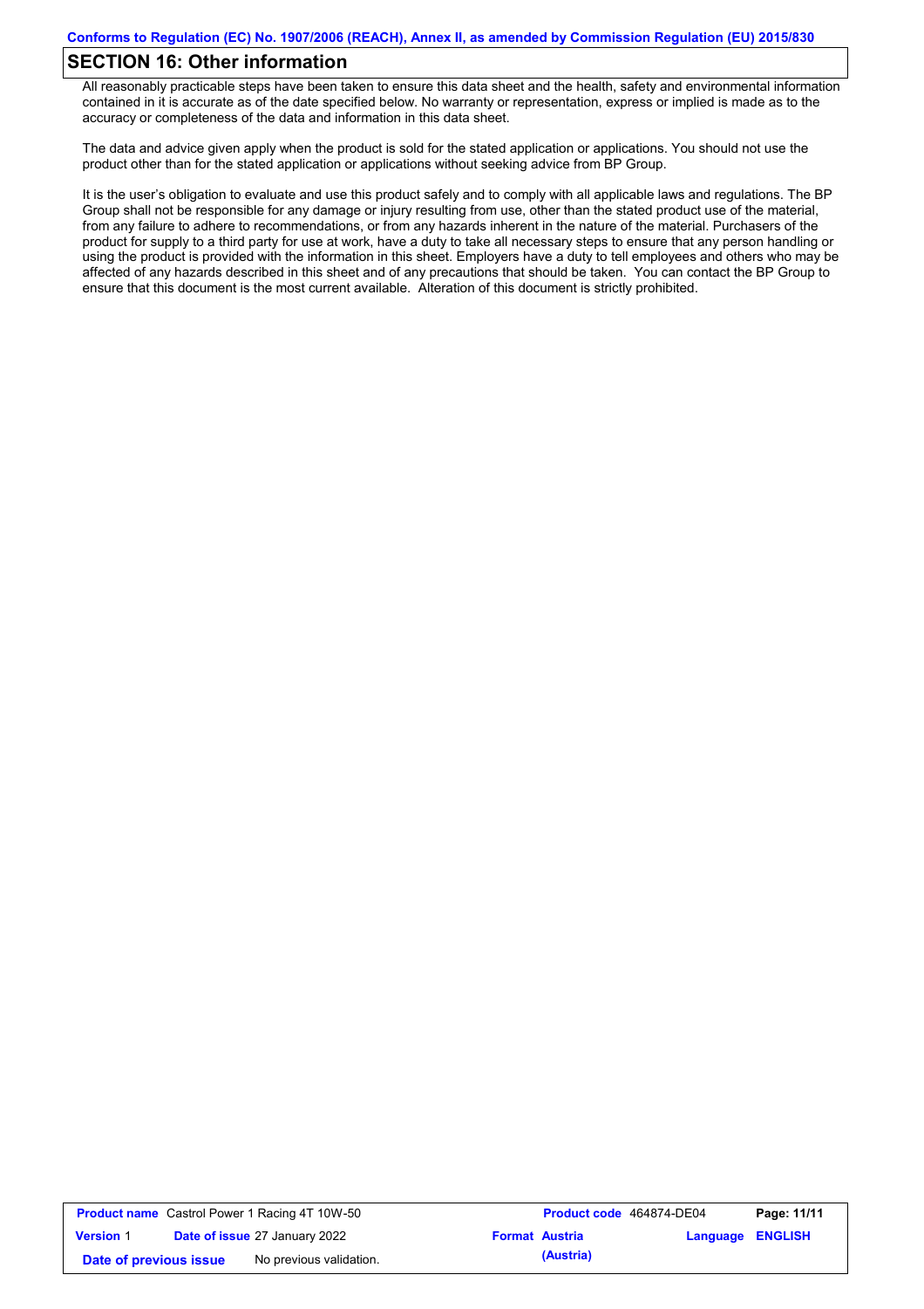## SECTION 16: Other information

All reasonably practicable steps have been taken to ensure this data sheet and the health, safety and environmental information contained in it is accurate as of the date specified below. No warranty or representation, express or implied is made as to the accuracy or completeness of the data and information in this data sheet.

The data and advice given apply when the product is sold for the stated application or applications. You should not use the product other than for the stated application or applications without seeking advice from BP Group.

It is the user's obligation to evaluate and use this product safely and to comply with all applicable laws and regulations. The BP Group shall not be responsible for any damage or injury resulting from use, other than the stated product use of the material, from any failure to adhere to recommendations, or from any hazards inherent in the nature of the material. Purchasers of the product for supply to a third party for use at work, have a duty to take all necessary steps to ensure that any person handling or using the product is provided with the information in this sheet. Employers have a duty to tell employees and others who may be affected of any hazards described in this sheet and of any precautions that should be taken. You can contact the BP Group to ensure that this document is the most current available. Alteration of this document is strictly prohibited.